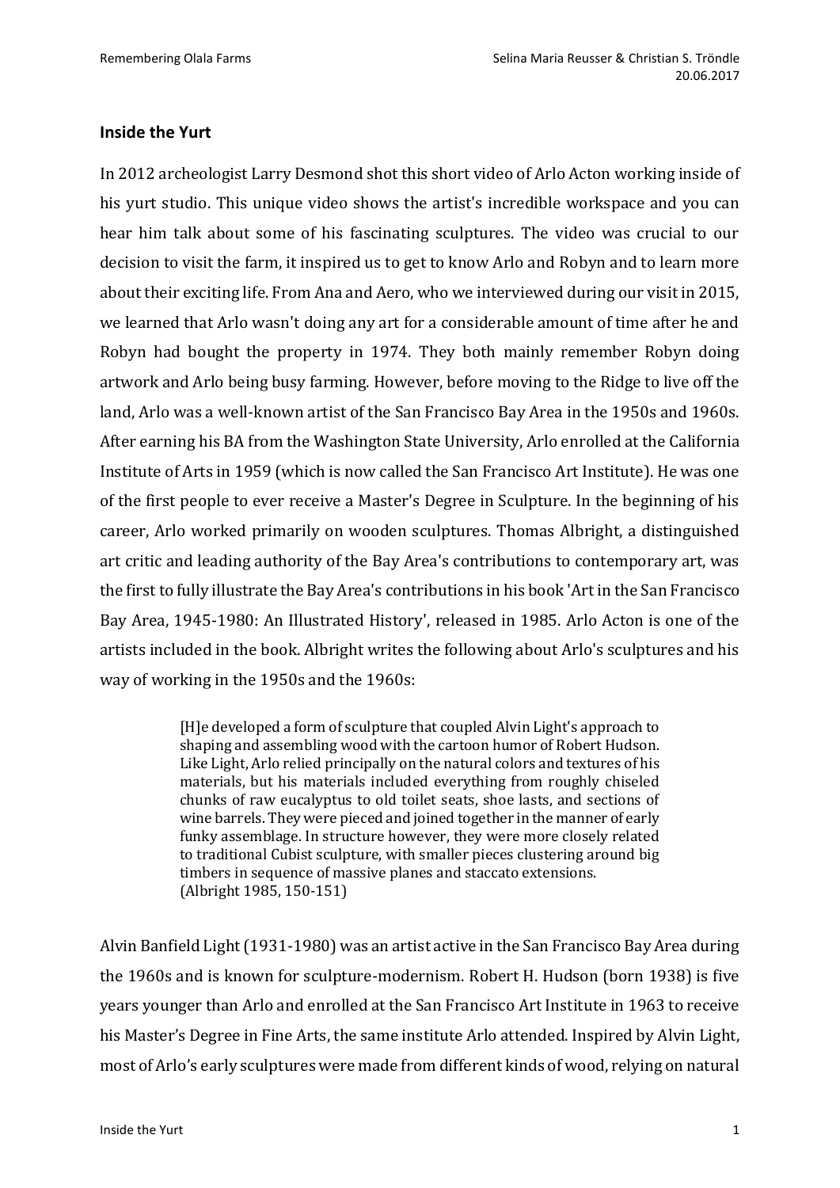## Inside the Yurt

In 2012 archeologist Larry Desmond shot this short video of Arlo Acton working inside of his yurt studio. This unique video shows the artist's incredible workspace and you can hear him talk about some of his fascinating sculptures. The video was crucial to our decision to visit the farm, it inspired us to get to know Arlo and Robyn and to learn more about their exciting life. From Ana and Aero, who we interviewed during our visit in 2015, we learned that Arlo wasn't doing any art for a considerable amount of time after he and Robyn had bought the property in 1974. They both mainly remember Robyn doing artwork and Arlo being busy farming. However, before moving to the Ridge to live off the land, Arlo was a well-known artist of the San Francisco Bay Area in the 1950s and 1960s. After earning his BA from the Washington State University, Arlo enrolled at the California Institute of Arts in 1959 (which is now called the San Francisco Art Institute). He was one of the first people to ever receive a Master's Degree in Sculpture. In the beginning of his career, Arlo worked primarily on wooden sculptures. Thomas Albright, a distinguished art critic and leading authority of the Bay Area's contributions to contemporary art, was the first to fully illustrate the Bay Area's contributions in his book 'Art in the San Francisco Bay Area, 1945-1980: An Illustrated History', released in 1985. Arlo Acton is one of the artists included in the book. Albright writes the following about Arlo's sculptures and his way of working in the 1950s and the 1960s:

> [H]e developed a form of sculpture that coupled Alvin Light's approach to shaping and assembling wood with the cartoon humor of Robert Hudson. Like Light, Arlo relied principally on the natural colors and textures of his materials, but his materials included everything from roughly chiseled chunks of raw eucalyptus to old toilet seats, shoe lasts, and sections of wine barrels. They were pieced and joined together in the manner of early funky assemblage. In structure however, they were more closely related to traditional Cubist sculpture, with smaller pieces clustering around big timbers in sequence of massive planes and staccato extensions. (Albright 1985, 150-151)

Alvin Banfield Light (1931-1980) was an artist active in the San Francisco Bay Area during the 1960s and is known for sculpture-modernism. Robert H. Hudson (born 1938) is five years younger than Arlo and enrolled at the San Francisco Art Institute in 1963 to receive his Master's Degree in Fine Arts, the same institute Arlo attended. Inspired by Alvin Light, most of Arlo's early sculptures were made from different kinds of wood, relying on natural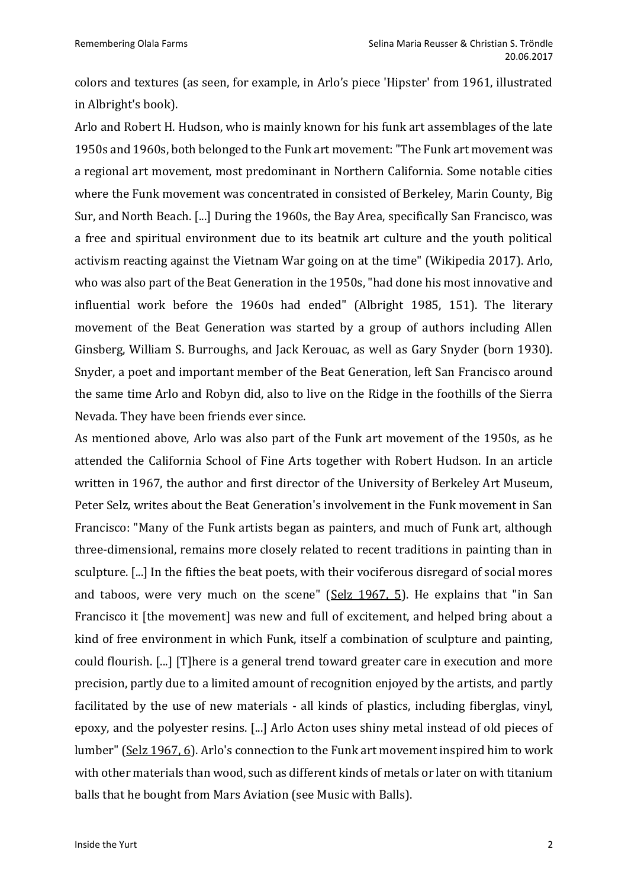colors and textures (as seen, for example, in Arlo's piece 'Hipster' from 1961, illustrated in Albright's book).

Arlo and Robert H. Hudson, who is mainly known for his funk art assemblages of the late 1950s and 1960s, both belonged to the Funk art movement: "The Funk art movement was a regional art movement, most predominant in Northern California. Some notable cities where the Funk movement was concentrated in consisted of Berkeley, Marin County, Big Sur, and North Beach. [...] During the 1960s, the Bay Area, specifically San Francisco, was a free and spiritual environment due to its beatnik art culture and the youth political activism reacting against the Vietnam War going on at the time" (Wikipedia 2017). Arlo, who was also part of the Beat Generation in the 1950s, "had done his most innovative and influential work before the 1960s had ended" (Albright 1985, 151). The literary movement of the Beat Generation was started by a group of authors including Allen Ginsberg, William S. Burroughs, and Jack Kerouac, as well as Gary Snyder (born 1930). Snyder, a poet and important member of the Beat Generation, left San Francisco around the same time Arlo and Robyn did, also to live on the Ridge in the foothills of the Sierra Nevada. They have been friends ever since.

As mentioned above, Arlo was also part of the Funk art movement of the 1950s, as he attended the California School of Fine Arts together with Robert Hudson. In an article written in 1967, the author and first director of the University of Berkeley Art Museum, Peter Selz, writes about the Beat Generation's involvement in the Funk movement in San Francisco: "Many of the Funk artists began as painters, and much of Funk art, although three-dimensional, remains more closely related to recent traditions in painting than in sculpture. [...] In the fifties the beat poets, with their vociferous disregard of social mores and taboos, were very much on the scene" (Selz 1967, 5). He explains that "in San Francisco it [the movement] was new and full of excitement, and helped bring about a kind of free environment in which Funk, itself a combination of sculpture and painting, could flourish. [...] [T]here is a general trend toward greater care in execution and more precision, partly due to a limited amount of recognition enjoyed by the artists, and partly facilitated by the use of new materials - all kinds of plastics, including fiberglas, vinyl, epoxy, and the polyester resins. [...] Arlo Acton uses shiny metal instead of old pieces of lumber" (Selz 1967, 6). Arlo's connection to the Funk art movement inspired him to work with other materials than wood, such as different kinds of metals or later on with titanium balls that he bought from Mars Aviation (see Music with Balls).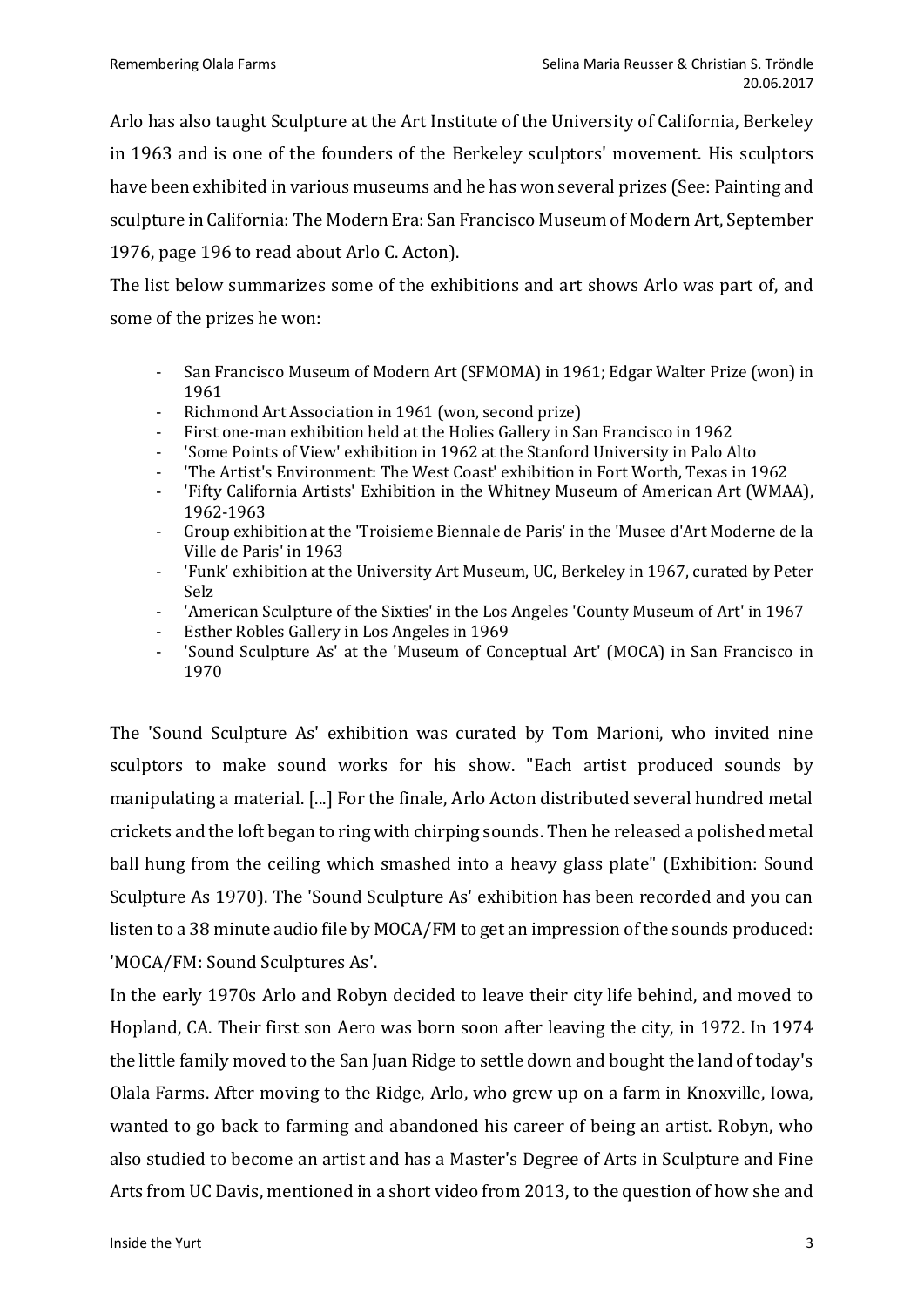Arlo has also taught Sculpture at the Art Institute of the University of California, Berkeley in 1963 and is one of the founders of the Berkeley sculptors' movement. His sculptors have been exhibited in various museums and he has won several prizes (See: Painting and sculpture in California: The Modern Era: San Francisco Museum of Modern Art, September 1976, page 196 to read about Arlo C. Acton).

The list below summarizes some of the exhibitions and art shows Arlo was part of, and some of the prizes he won:

- San Francisco Museum of Modern Art (SFMOMA) in 1961; Edgar Walter Prize (won) in 1961
- Richmond Art Association in 1961 (won, second prize)
- First one-man exhibition held at the Holies Gallery in San Francisco in 1962
- 'Some Points of View' exhibition in 1962 at the Stanford University in Palo Alto
- 'The Artist's Environment: The West Coast' exhibition in Fort Worth, Texas in 1962
- 'Fifty California Artists' Exhibition in the Whitney Museum of American Art (WMAA), 1962-1963
- Group exhibition at the 'Troisieme Biennale de Paris' in the 'Musee d'Art Moderne de la Ville de Paris' in 1963
- 'Funk' exhibition at the University Art Museum, UC, Berkeley in 1967, curated by Peter Selz
- 'American Sculpture of the Sixties' in the Los Angeles 'County Museum of Art' in 1967
- Esther Robles Gallery in Los Angeles in 1969
- 'Sound Sculpture As' at the 'Museum of Conceptual Art' (MOCA) in San Francisco in 1970

The 'Sound Sculpture As' exhibition was curated by Tom Marioni, who invited nine sculptors to make sound works for his show. "Each artist produced sounds by manipulating a material. [...] For the finale, Arlo Acton distributed several hundred metal crickets and the loft began to ring with chirping sounds. Then he released a polished metal ball hung from the ceiling which smashed into a heavy glass plate" (Exhibition: Sound Sculpture As 1970). The 'Sound Sculpture As' exhibition has been recorded and you can listen to a 38 minute audio file by MOCA/FM to get an impression of the sounds produced: 'MOCA/FM: Sound Sculptures As'.

In the early 1970s Arlo and Robyn decided to leave their city life behind, and moved to Hopland, CA. Their first son Aero was born soon after leaving the city, in 1972. In 1974 the little family moved to the San Juan Ridge to settle down and bought the land of today's Olala Farms. After moving to the Ridge, Arlo, who grew up on a farm in Knoxville, Iowa, wanted to go back to farming and abandoned his career of being an artist. Robyn, who also studied to become an artist and has a Master's Degree of Arts in Sculpture and Fine Arts from UC Davis, mentioned in a short video from 2013, to the question of how she and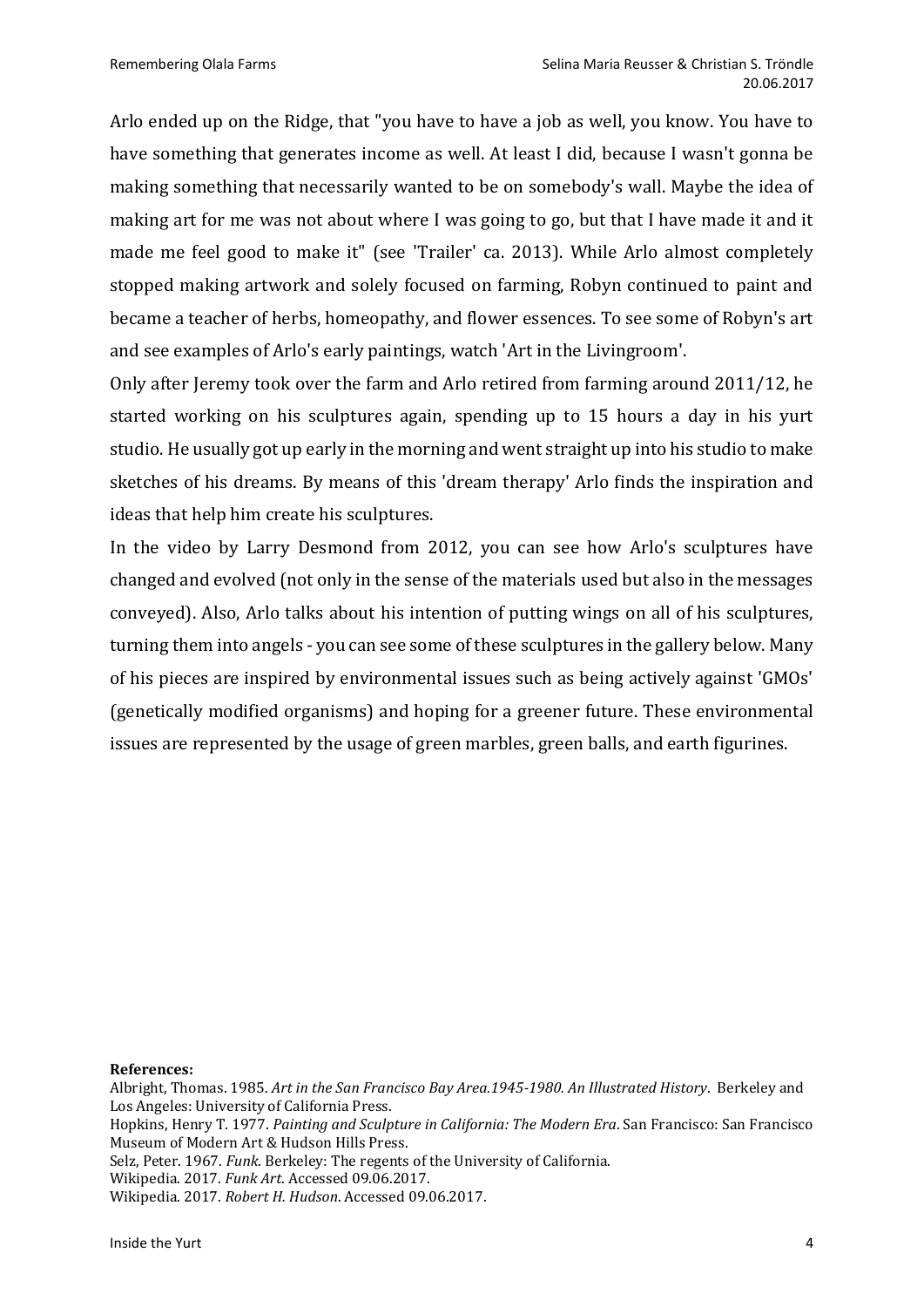Arlo ended up on the Ridge, that "you have to have a job as well, you know. You have to have something that generates income as well. At least I did, because I wasn't gonna be making something that necessarily wanted to be on somebody's wall. Maybe the idea of making art for me was not about where I was going to go, but that I have made it and it made me feel good to make it" (see 'Trailer' ca. 2013). While Arlo almost completely stopped making artwork and solely focused on farming, Robyn continued to paint and became a teacher of herbs, homeopathy, and flower essences. To see some of Robyn's art and see examples of Arlo's early paintings, watch 'Art in the Livingroom'.

Only after Jeremy took over the farm and Arlo retired from farming around 2011/12, he started working on his sculptures again, spending up to 15 hours a day in his yurt studio. He usually got up early in the morning and went straight up into his studio to make sketches of his dreams. By means of this 'dream therapy' Arlo finds the inspiration and ideas that help him create his sculptures.

In the video by Larry Desmond from 2012, you can see how Arlo's sculptures have changed and evolved (not only in the sense of the materials used but also in the messages conveyed). Also, Arlo talks about his intention of putting wings on all of his sculptures, turning them into angels - you can see some of these sculptures in the gallery below. Many of his pieces are inspired by environmental issues such as being actively against 'GMOs' (genetically modified organisms) and hoping for a greener future. These environmental issues are represented by the usage of green marbles, green balls, and earth figurines.

**References:**

Albright, Thomas. 1985. *Art in the San Francisco Bay Area.1945-1980. An Illustrated History*. Berkeley and Los Angeles: University of California Press.

Hopkins, Henry T. 1977. *Painting and Sculpture in California: The Modern Era*. San Francisco: San Francisco Museum of Modern Art & Hudson Hills Press.

Selz, Peter. 1967. *Funk*. Berkeley: The regents of the University of California.

Wikipedia. 2017. *Funk Art*. Accessed 09.06.2017.

Wikipedia. 2017. *Robert H. Hudson*. Accessed 09.06.2017.